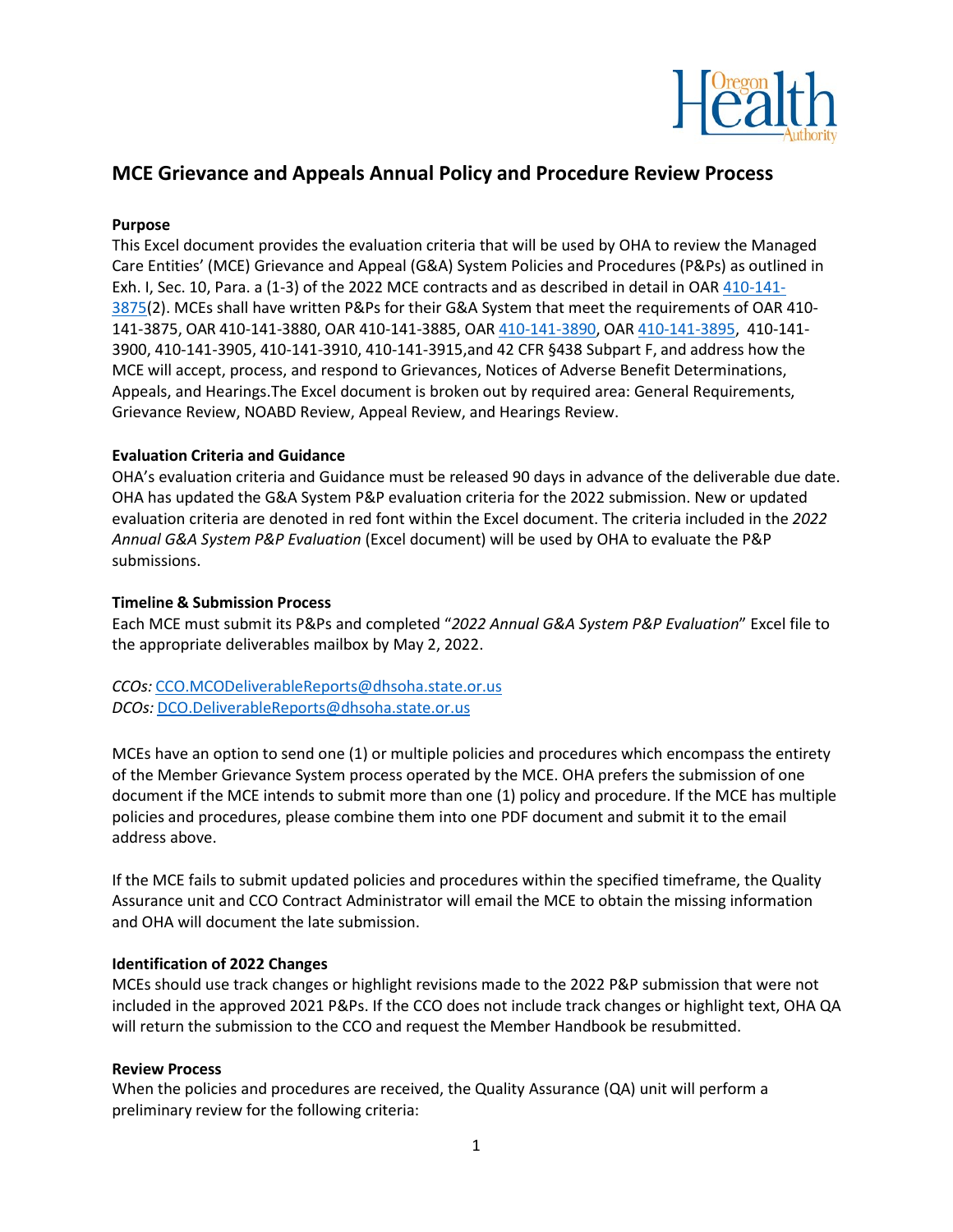# MCE Grievance and Appeals Annual Policy and Procedure Review Process

**Purpose**

This Excel document provides the evaluation criteria that will be used by OHA to review the Managed Care Entities' (MCE) Grievance and Appeal (G&A) System Policies and Procedures (P&Ps) as outlined in Exh. I, Sec. 10, Para. a (1-3) of the 2022 MCE contracts and as described in detail in OAR [410-141-3875](2). MCEs shall have written P&Ps for their G&A System that meet the requirements of OAR 410-141-3875, OAR 410-141-3880, OAR 410-141-3885, OAR [410-141-3890], OAR [410-141-3895], 410-141-3900, 410-141-3905, 410-141-3910, 410-141-3915,and 42 CFR §438 Subpart F, and address how the MCE will accept, process, and respond to Grievances, Notices of Adverse Benefit Determinations, Appeals, and Hearings.The Excel document is broken out by required area: General Requirements, Grievance Review, NOABD Review, Appeal Review, and Hearings Review.

**Evaluation Criteria and Guidance**

OHA's evaluation criteria and Guidance must be released 90 days in advance of the deliverable due date. OHA has updated the G&A System P&P evaluation criteria for the 2022 submission. New or updated evaluation criteria are denoted in red font within the Excel document. The criteria included in the *2022 Annual G&A System P&P Evaluation* (Excel document) will be used by OHA to evaluate the P&P submissions.

**Timeline & Submission Process**

Each MCE must submit its P&Ps and completed "*2022 Annual G&A System P&P Evaluation*" Excel file to the appropriate deliverables mailbox by May 2, 2022.

*CCOs:* CCO.MCODeliverableReports@dhsoha.state.or.us
*DCOs:* DCO.DeliverableReports@dhsoha.state.or.us

MCEs have an option to send one (1) or multiple policies and procedures which encompass the entirety of the Member Grievance System process operated by the MCE. OHA prefers the submission of one document if the MCE intends to submit more than one (1) policy and procedure. If the MCE has multiple policies and procedures, please combine them into one PDF document and submit it to the email address above.

If the MCE fails to submit updated policies and procedures within the specified timeframe, the Quality Assurance unit and CCO Contract Administrator will email the MCE to obtain the missing information and OHA will document the late submission.

**Identification of 2022 Changes**

MCEs should use track changes or highlight revisions made to the 2022 P&P submission that were not included in the approved 2021 P&Ps. If the CCO does not include track changes or highlight text, OHA QA will return the submission to the CCO and request the Member Handbook be resubmitted.

**Review Process**

When the policies and procedures are received, the Quality Assurance (QA) unit will perform a preliminary review for the following criteria: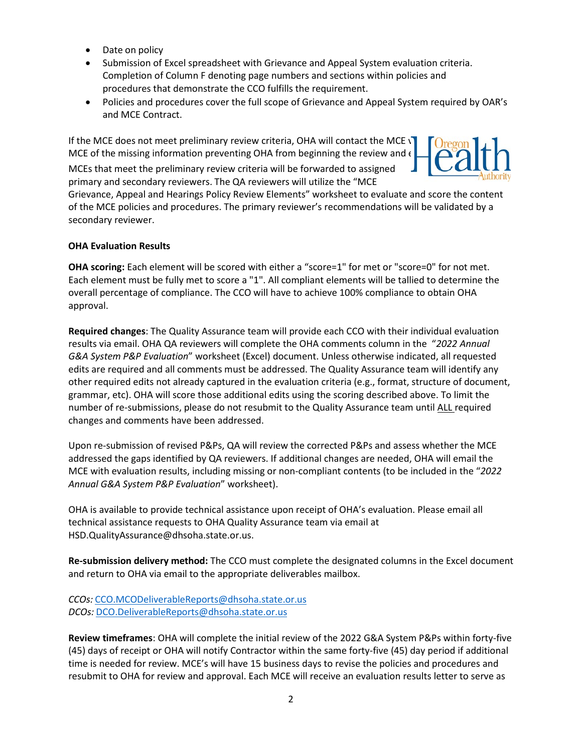- Date on policy
- Submission of Excel spreadsheet with Grievance and Appeal System evaluation criteria. Completion of Column F denoting page numbers and sections within policies and procedures that demonstrate the CCO fulfills the requirement.
- Policies and procedures cover the full scope of Grievance and Appeal System required by OAR's and MCE Contract.

If the MCE does not meet preliminary review criteria, OHA will contact the MCE v MCE of the missing information preventing OHA from beginning the review and e

MCEs that meet the preliminary review criteria will be forwarded to assigned primary and secondary reviewers. The QA reviewers will utilize the "MCE Grievance, Appeal and Hearings Policy Review Elements" worksheet to evaluate and score the content of the MCE policies and procedures. The primary reviewer's recommendations will be validated by a secondary reviewer.

**OHA Evaluation Results**

**OHA scoring:** Each element will be scored with either a "score=1" for met or "score=0" for not met. Each element must be fully met to score a "1". All compliant elements will be tallied to determine the overall percentage of compliance. The CCO will have to achieve 100% compliance to obtain OHA approval.

**Required changes**: The Quality Assurance team will provide each CCO with their individual evaluation results via email. OHA QA reviewers will complete the OHA comments column in the "*2022 Annual G&A System P&P Evaluation*" worksheet (Excel) document. Unless otherwise indicated, all requested edits are required and all comments must be addressed. The Quality Assurance team will identify any other required edits not already captured in the evaluation criteria (e.g., format, structure of document, grammar, etc). OHA will score those additional edits using the scoring described above. To limit the number of re-submissions, please do not resubmit to the Quality Assurance team until <u>ALL</u> required changes and comments have been addressed.

Upon re-submission of revised P&Ps, QA will review the corrected P&Ps and assess whether the MCE addressed the gaps identified by QA reviewers. If additional changes are needed, OHA will email the MCE with evaluation results, including missing or non-compliant contents (to be included in the "*2022 Annual G&A System P&P Evaluation*" worksheet).

OHA is available to provide technical assistance upon receipt of OHA's evaluation. Please email all technical assistance requests to OHA Quality Assurance team via email at HSD.QualityAssurance@dhsoha.state.or.us.

**Re-submission delivery method:** The CCO must complete the designated columns in the Excel document and return to OHA via email to the appropriate deliverables mailbox.

*CCOs:* CCO.MCODeliverableReports@dhsoha.state.or.us
*DCOs:* DCO.DeliverableReports@dhsoha.state.or.us

**Review timeframes**: OHA will complete the initial review of the 2022 G&A System P&Ps within forty-five (45) days of receipt or OHA will notify Contractor within the same forty-five (45) day period if additional time is needed for review. MCE's will have 15 business days to revise the policies and procedures and resubmit to OHA for review and approval. Each MCE will receive an evaluation results letter to serve as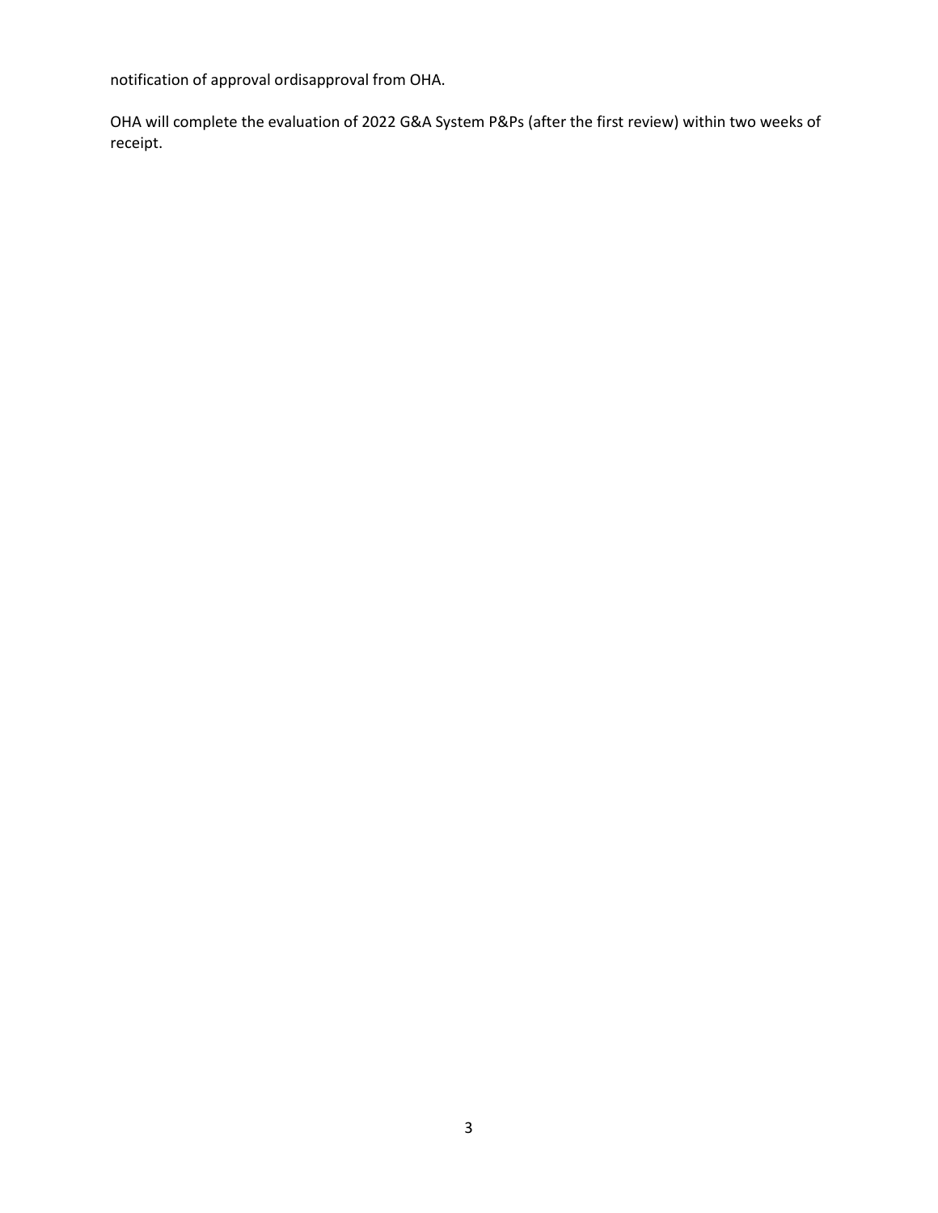notification of approval ordisapproval from OHA.

OHA will complete the evaluation of 2022 G&A System P&Ps (after the first review) within two weeks of receipt.